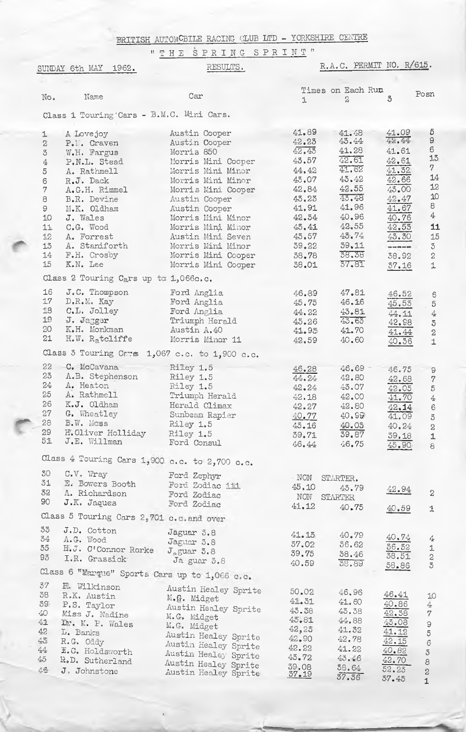BRITISH AUTOMOBILE RACING CLUB LTD - YORKSHIRE CENTRE

# "THE SPRING SPRINT"

SUNDAY 6th MAY 1962. RESULTS. R.A.C. PERMIT NO. R/615.

| No. | Name | Car | Times on Each Run 1 | 2 | 3 | Posn |
|---|---|---|---|---|---|---|
| | **Class 1 Touring Cars - B.M.C. Mini Cars.** | | | | | |
| 1 | A Lovejoy | Austin Cooper | 41.89 | 41.48 | 41.09 | 5 |
| 2 | P.I. Craven | Austin Cooper | 42.23 | 43.44 | 42.44 | 9 |
| 3 | W.H. Fargus | Morris 850 | 42.43 | 41.28 | 41.61 | 6 |
| 4 | P.N.L. Stead | Morris Mini Cooper | 43.57 | 42.61 | 42.61 | 13 |
| 5 | A. Rathmell | Morris Mini Minor | 44.42 | 41.62 | 41.32 | 7 |
| 6 | R.J. Dack | Morris Mini Minor | 43.07 | 43.42 | 42.66 | 14 |
| 7 | A.G.H. Rimmel | Morris Mini Cooper | 42.84 | 42.55 | 43.00 | 12 |
| 8 | B.R. Devine | Austin Cooper | 43.23 | 43.48 | 42.47 | 10 |
| 9 | M.K. Oldham | Austin Cooper | 41.91 | 41.96 | 41.67 | 8 |
| 10 | J. Wales | Morris Mini Minor | 42.34 | 40.96 | 40.76 | 4 |
| 11 | C.G. Wood | Morris Mini Minor | 43.41 | 42.55 | 42.53 | 11 |
| 12 | A. Forrest | Austin Mini Seven | 43.57 | 43.74 | 43.30 | 15 |
| 13 | A. Staniforth | Morris Mini Minor | 39.22 | 39.11 | ----- | 3 |
| 14 | F.H. Crosby | Morris Mini Cooper | 38.78 | 38.38 | 38.92 | 2 |
| 15 | K.N. Lee | Morris Mini Cooper | 38.01 | 37.81 | 37.16 | 1 |
| | **Class 2 Touring Cars up to 1,066c.c.** | | | | | |
| 16 | J.C. Thompson | Ford Anglia | 46.89 | 47.81 | 46.52 | 6 |
| 17 | D.R.M. Kay | Ford Anglia | 45.75 | 46.16 | 45.53 | 5 |
| 18 | C.L. Jolley | Ford Anglia | 44.22 | 43.81 | 44.11 | 4 |
| 19 | J. Jagger | Triumph Herald | 43.26 | 43.63 | 42.98 | 3 |
| 20 | K.H. Monkman | Austin A.40 | 41.95 | 41.70 | 41.44 | 2 |
| 21 | H.W. Ratcliffe | Morris Minor 11 | 42.59 | 40.60 | 40.36 | 1 |
| | **Class 3 Touring Cars 1,067 c.c. to 1,900 c.c.** | | | | | |
| 22 | C. McCavana | Riley 1.5 | 46.28 | 46.69 | 46.75 | 9 |
| 23 | A.B. Stephenson | Riley 1.5 | 44.24 | 42.80 | 42.68 | 7 |
| 24 | A. Heaton | Riley 1.5 | 42.24 | 43.07 | 42.05 | 5 |
| 25 | A. Rathmell | Triumph Herald | 42.18 | 42.00 | 41.70 | 4 |
| 26 | K.J. Oldham | Herald Climax | 42.27 | 42.80 | 42.14 | 6 |
| 27 | G. Wheatley | Sunbeam Rapier | 40.77 | 40.99 | 41.09 | 3 |
| 28 | B.W. Moss | Riley 1.5 | 43.16 | 40.03 | 40.24 | 2 |
| 29 | H.Oliver Holliday | Riley 1.5 | 39.71 | 39.87 | 39.18 | 1 |
| 51 | J.E. Willman | Ford Consul | 46.44 | 46.75 | 45.90 | 8 |
| | **Class 4 Touring Cars 1,900 c.c. to 2,700 c.c.** | | | | | |
| 30 | C.V. Wray | Ford Zephyr | NON STARTER. | | | |
| 31 | E. Bowers Booth | Ford Zodiac 111 | 45.10 | 43.79 | 42.94 | 2 |
| 32 | A. Richardson | Ford Zodiac | NON STARTER | | | |
| 90 | J.K. Jaques | Ford Zodiac | 41.12 | 40.75 | 40.59 | 1 |
| | **Class 5 Touring Cars 2,701 c.c.and over** | | | | | |
| 33 | J.D. Cotton | Jaguar 3.8 | 41.13 | 40.79 | 40.74 | 4 |
| 34 | A.G. Wood | Jaguar 3.8 | 37.02 | 36.62 | 36.52 | 1 |
| 35 | H.J. O'Connor Rorke | Jaguar 3.8 | 39.75 | 38.46 | 38.51 | 2 |
| 93 | I.R. Grassick | Jaguar 3.8 | 40.59 | 38.89 | 38.86 | 3 |
| | **Class 6 "Marque" Sports Cars up to 1,066 c.c.** | | | | | |
| 37 | E. Wilkinson | Austin Healey Sprite | 50.02 | 46.96 | 46.41 | 10 |
| 38 | R.K. Austin | M.G. Midget | 41.31 | 41.60 | 40.86 | 4 |
| 39 | P.S. Taylor | Austin Healey Sprite | 43.38 | 43.38 | 42.38 | 7 |
| 40 | Miss J. Nadine | M.G. Midget | 43.81 | 44.88 | 43.08 | 9 |
| 41 | Dr. M. P. Wales | M.G. Midget | 42.23 | 41.32 | 41.12 | 5 |
| 42 | L. Banks | Austin Healey Sprite | 42.90 | 42.78 | 42.15 | 6 |
| 43 | R.G. Oddy | Austin Healey Sprite | 42.22 | 41.22 | 40.82 | 3 |
| 44 | E.C. Holdsworth | Austin Healey Sprite | 43.72 | 43.46 | 42.70 | 8 |
| 45 | R.D. Sutherland | Austin Healey Sprite | 39.08 | 38.64 | 52.23 | 2 |
| 46 | J. Johnstone | Austin Healey Sprite | 37.19 | 37.36 | 37.45 | 1 |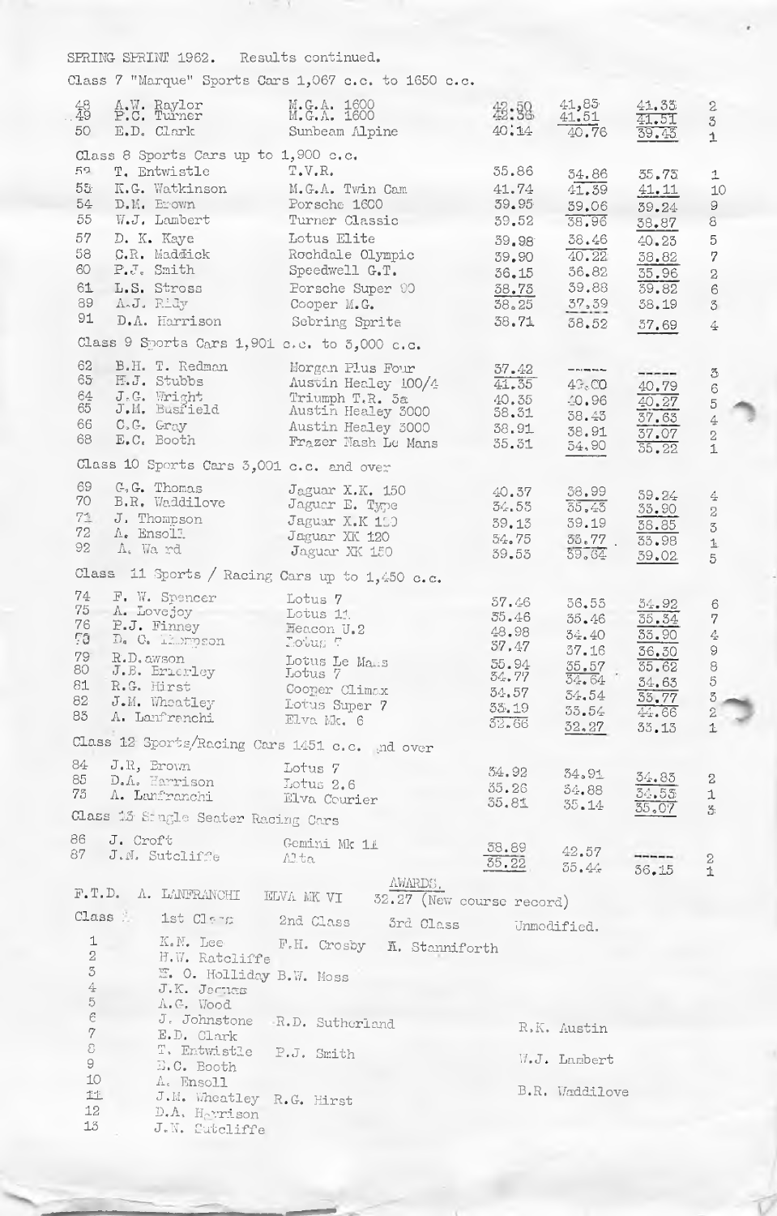SPRING SPRINT 1962. Results continued.

Class 7 "Marque" Sports Cars 1,067 c.c. to 1650 c.c.

| | | | | | | |
|---|---|---|---|---|---|---|
| 48 | A.W. Raylor | M.G.A. 1600 | 42.50 | 41.85 | 41.33 | 2 |
| 49 | P.C. Turner | M.G.A. 1600 | 42.38 | 41.51 | 41.51 | 3 |
| 50 | E.D. Clark | Sunbeam Alpine | 40.14 | 40.76 | 39.43 | 1 |

Class 8 Sports Cars up to 1,900 c.c.

| | | | | | | |
|---|---|---|---|---|---|---|
| 52 | T. Entwistle | T.V.R. | 35.86 | 34.86 | 35.73 | 1 |
| 53 | K.G. Watkinson | M.G.A. Twin Cam | 41.74 | 41.39 | 41.11 | 10 |
| 54 | D.M. Brown | Porsche 1600 | 39.95 | 39.06 | 39.24 | 9 |
| 55 | W.J. Lambert | Turner Classic | 39.52 | 38.96 | 38.87 | 8 |
| 57 | D. K. Kaye | Lotus Elite | 39.98 | 38.46 | 40.23 | 5 |
| 58 | C.R. Maddick | Rochdale Olympic | 39.90 | 40.22 | 38.82 | 7 |
| 60 | P.J. Smith | Speedwell G.T. | 36.15 | 36.82 | 35.96 | 2 |
| 61 | L.S. Stross | Porsche Super 90 | 38.75 | 39.88 | 39.82 | 6 |
| 89 | A.J. Ridy | Cooper M.G. | 38.25 | 37.39 | 38.19 | 3 |
| 91 | D.A. Harrison | Sebring Sprite | 38.71 | 38.52 | 37.69 | 4 |

Class 9 Sports Cars 1,901 c.c. to 3,000 c.c.

| | | | | | | |
|---|---|---|---|---|---|---|
| 62 | B.H. T. Redman | Morgan Plus Four | 37.42 | ----- | ----- | 3 |
| 63 | H.J. Stubbs | Austin Healey 100/4 | 41.35 | 42.00 | 40.79 | 6 |
| 64 | J.G. Wright | Triumph T.R. 3a | 40.35 | 40.96 | 40.27 | 5 |
| 65 | J.M. Busfield | Austin Healey 3000 | 38.31 | 38.43 | 37.63 | 4 |
| 66 | C.G. Gray | Austin Healey 3000 | 38.91 | 38.91 | 37.07 | 2 |
| 68 | E.C. Booth | Frazer Nash Le Mans | 35.31 | 34.90 | 35.22 | 1 |

Class 10 Sports Cars 3,001 c.c. and over

| | | | | | | |
|---|---|---|---|---|---|---|
| 69 | G.G. Thomas | Jaguar X.K. 150 | 40.37 | 38.99 | 39.24 | 4 |
| 70 | B.R. Waddilove | Jaguar E. Type | 34.53 | 35.43 | 33.90 | 2 |
| 71 | J. Thompson | Jaguar X.K 150 | 39.13 | 39.19 | 38.85 | 3 |
| 72 | A. Ensoll | Jaguar XK 120 | 34.75 | 33.77 | 33.98 | 1 |
| 92 | A. Ward | Jaguar XK 150 | 39.55 | 39.64 | 39.02 | 5 |

Class 11 Sports / Racing Cars up to 1,450 c.c.

| | | | | | | |
|---|---|---|---|---|---|---|
| 74 | F. W. Spencer | Lotus 7 | 37.46 | 36.55 | 34.92 | 6 |
| 75 | A. Lovejoy | Lotus 11 | 35.46 | 35.46 | 35.34 | 7 |
| 76 | P.J. Finney | Beacon U.2 | 48.98 | 34.40 | 33.90 | 4 |
| 78 | D. G. Thompson | Lotus 7 | 37.47 | 37.16 | 36.30 | 9 |
| 79 | R.Dawson | Lotus Le Mans | 35.94 | 35.57 | 35.62 | 8 |
| 80 | J.B. Brierley | Lotus 7 | 34.77 | 34.64 | 34.63 | 5 |
| 81 | R.G. Hirst | Cooper Climax | 34.57 | 34.54 | 33.77 | 3 |
| 82 | J.M. Wheatley | Lotus Super 7 | 33.19 | 33.54 | 44.66 | 2 |
| 83 | A. Lanfranchi | Elva Mk. 6 | 32.66 | 32.27 | 33.13 | 1 |

Class 12 Sports/Racing Cars 1451 c.c. and over

| | | | | | | |
|---|---|---|---|---|---|---|
| 84 | J.R. Brown | Lotus 7 | 34.92 | 34.91 | 34.83 | 2 |
| 85 | D.A. Harrison | Lotus 2.6 | 35.26 | 34.88 | 34.53 | 1 |
| 73 | A. Lanfranchi | Elva Courier | 35.81 | 35.14 | 35.07 | 3 |

Class 13 Single Seater Racing Cars

| | | | | | | |
|---|---|---|---|---|---|---|
| 86 | J. Croft | Gemini Mk 11 | 38.89 | 42.57 | ----- | 2 |
| 87 | J.N. Sutcliffe | Alta | 35.22 | 35.44 | 36.15 | 1 |

AWARDS.

F.T.D. A. LANFRANCHI ELVA MK VI 32.27 (New course record)

| Class | 1st Class | 2nd Class | 3rd Class | Unmodified. |
|---|---|---|---|---|
| 1 | K.N. Lee | F.H. Crosby | K. Stanniforth | |
| 2 | H.W. Ratcliffe | | | |
| 3 | E. O. Holliday | B.W. Moss | | |
| 4 | J.K. Jacques | | | |
| 5 | A.G. Wood | | | |
| 6 | J. Johnstone | R.D. Sutherland | | R.K. Austin |
| 7 | E.D. Clark | | | |
| 8 | T. Entwistle | P.J. Smith | | W.J. Lambert |
| 9 | E.C. Booth | | | |
| 10 | A. Ensoll | | | B.R. Waddilove |
| 11 | J.M. Wheatley | R.G. Hirst | | |
| 12 | D.A. Harrison | | | |
| 13 | J.N. Sutcliffe | | | |